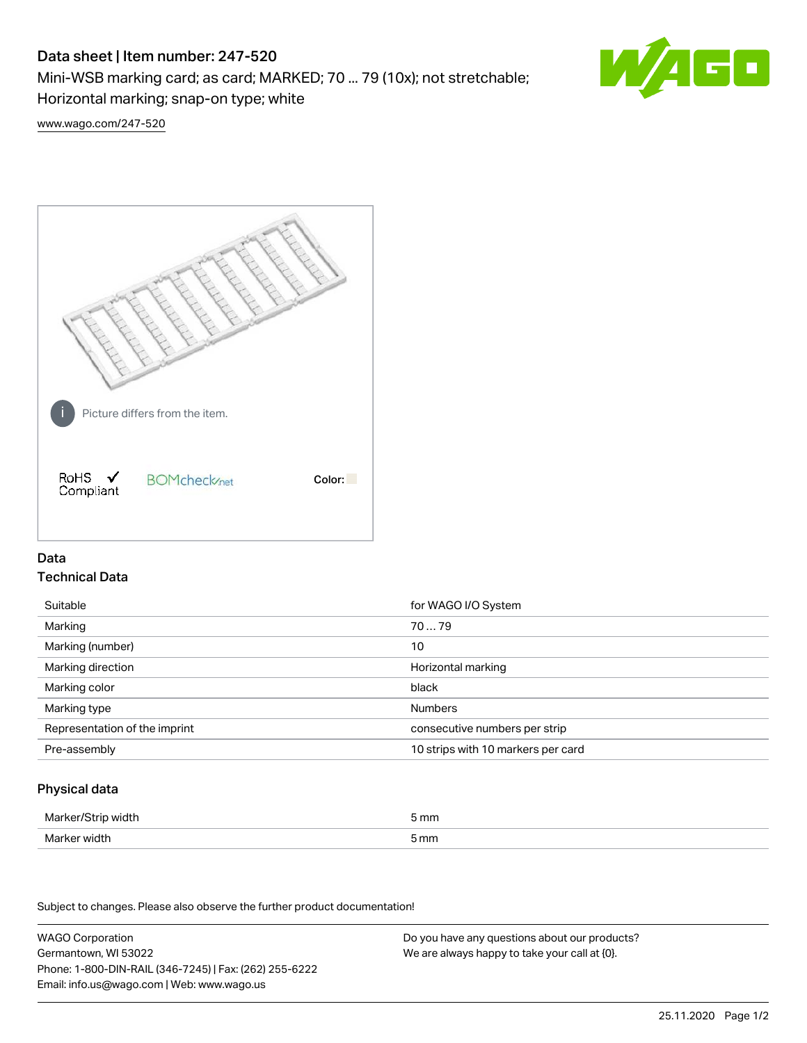# Data sheet | Item number: 247-520

Mini-WSB marking card; as card; MARKED; 70 ... 79 (10x); not stretchable; Horizontal marking; snap-on type; white

www.wago.com/247-520

Picture differs from the item.

RoHS ✓ Compliant

BOMcheck.net

Color:

## Data

### Technical Data

| | |
|---|---|
| Suitable | for WAGO I/O System |
| Marking | 70 … 79 |
| Marking (number) | 10 |
| Marking direction | Horizontal marking |
| Marking color | black |
| Marking type | Numbers |
| Representation of the imprint | consecutive numbers per strip |
| Pre-assembly | 10 strips with 10 markers per card |

### Physical data

| | |
|---|---|
| Marker/Strip width | 5 mm |
| Marker width | 5 mm |

Subject to changes. Please also observe the further product documentation!

WAGO Corporation
Germantown, WI 53022
Phone: 1-800-DIN-RAIL (346-7245) | Fax: (262) 255-6222
Email: info.us@wago.com | Web: www.wago.us

Do you have any questions about our products?
We are always happy to take your call at {0}.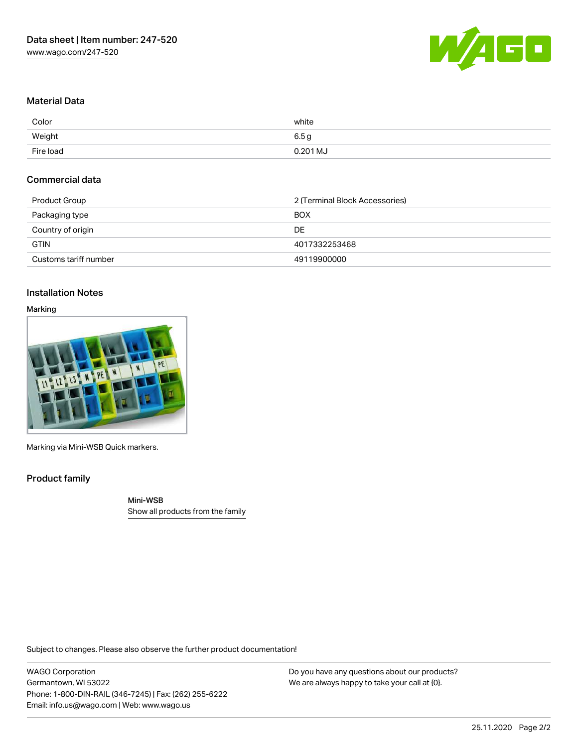Data sheet | Item number: 247-520

www.wago.com/247-520

## Material Data

| | |
|---|---|
| Color | white |
| Weight | 6.5 g |
| Fire load | 0.201 MJ |

## Commercial data

| | |
|---|---|
| Product Group | 2 (Terminal Block Accessories) |
| Packaging type | BOX |
| Country of origin | DE |
| GTIN | 4017332253468 |
| Customs tariff number | 49119900000 |

## Installation Notes

### Marking

Marking via Mini-WSB Quick markers.

## Product family

Mini-WSB

Show all products from the family

Subject to changes. Please also observe the further product documentation!

WAGO Corporation
Germantown, WI 53022
Phone: 1-800-DIN-RAIL (346-7245) | Fax: (262) 255-6222
Email: info.us@wago.com | Web: www.wago.us

Do you have any questions about our products?
We are always happy to take your call at {0}.

25.11.2020